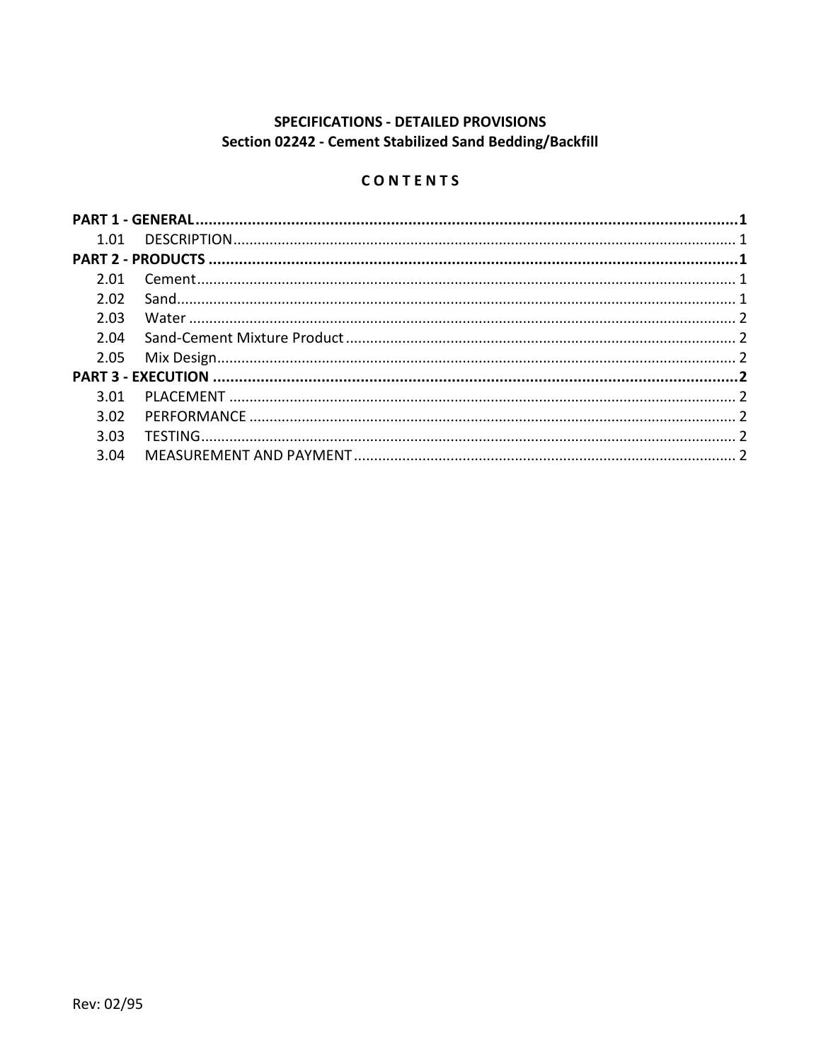**SPECIFICATIONS - DETAILED PROVISIONS**
**Section 02242 - Cement Stabilized Sand Bedding/Backfill**

**C O N T E N T S**

**PART 1 - GENERAL** .......... **1**
 1.01 DESCRIPTION .......... 1
**PART 2 - PRODUCTS** .......... **1**
 2.01 Cement .......... 1
 2.02 Sand .......... 1
 2.03 Water .......... 2
 2.04 Sand-Cement Mixture Product .......... 2
 2.05 Mix Design .......... 2
**PART 3 - EXECUTION** .......... **2**
 3.01 PLACEMENT .......... 2
 3.02 PERFORMANCE .......... 2
 3.03 TESTING .......... 2
 3.04 MEASUREMENT AND PAYMENT .......... 2

Rev: 02/95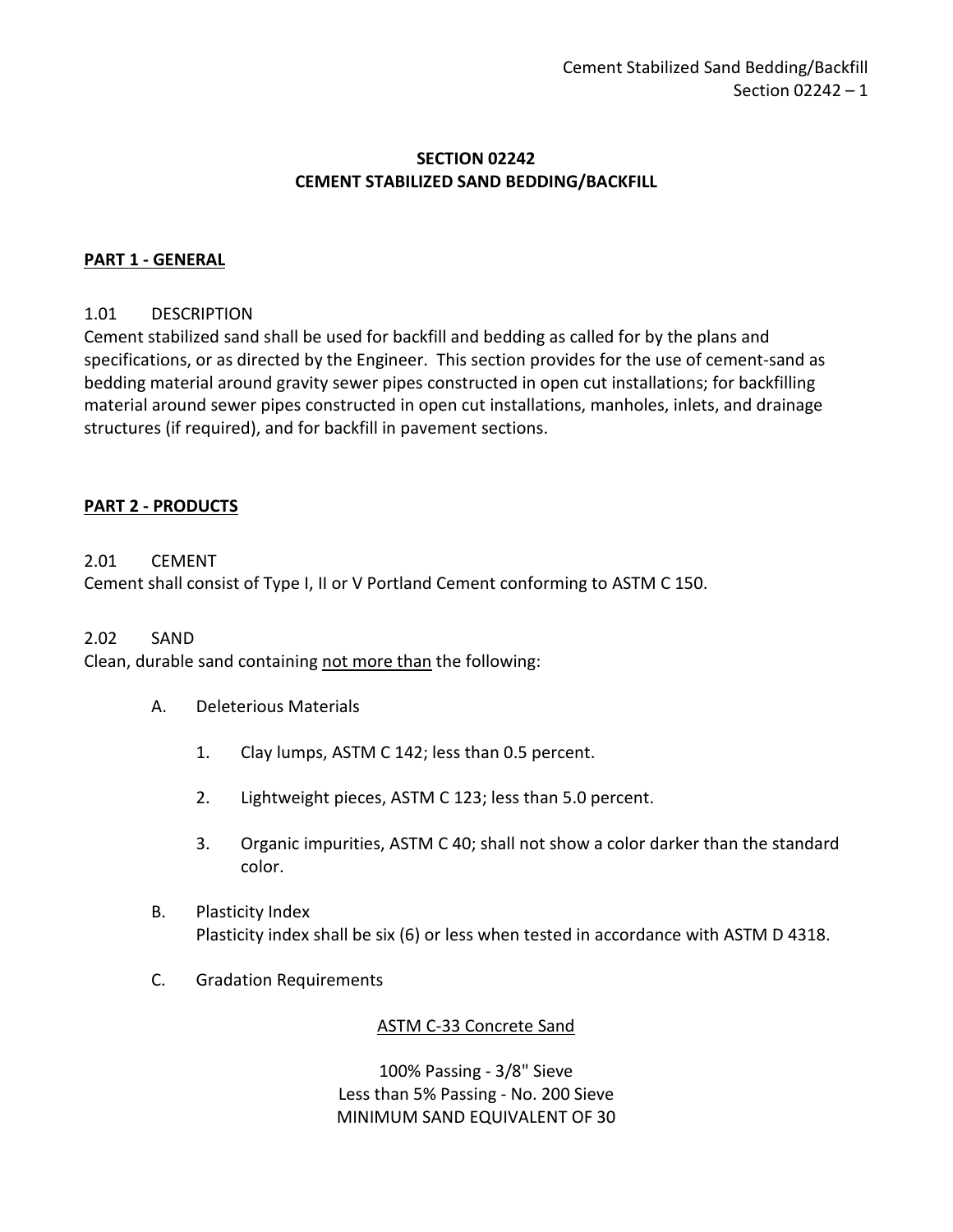# SECTION 02242
# CEMENT STABILIZED SAND BEDDING/BACKFILL

## PART 1 - GENERAL

### 1.01 DESCRIPTION

Cement stabilized sand shall be used for backfill and bedding as called for by the plans and specifications, or as directed by the Engineer. This section provides for the use of cement-sand as bedding material around gravity sewer pipes constructed in open cut installations; for backfilling material around sewer pipes constructed in open cut installations, manholes, inlets, and drainage structures (if required), and for backfill in pavement sections.

## PART 2 - PRODUCTS

### 2.01 CEMENT

Cement shall consist of Type I, II or V Portland Cement conforming to ASTM C 150.

### 2.02 SAND

Clean, durable sand containing <u>not more than</u> the following:

A. Deleterious Materials

1. Clay lumps, ASTM C 142; less than 0.5 percent.
2. Lightweight pieces, ASTM C 123; less than 5.0 percent.
3. Organic impurities, ASTM C 40; shall not show a color darker than the standard color.

B. Plasticity Index

Plasticity index shall be six (6) or less when tested in accordance with ASTM D 4318.

C. Gradation Requirements

<u>ASTM C-33 Concrete Sand</u>

100% Passing - 3/8" Sieve
Less than 5% Passing - No. 200 Sieve
MINIMUM SAND EQUIVALENT OF 30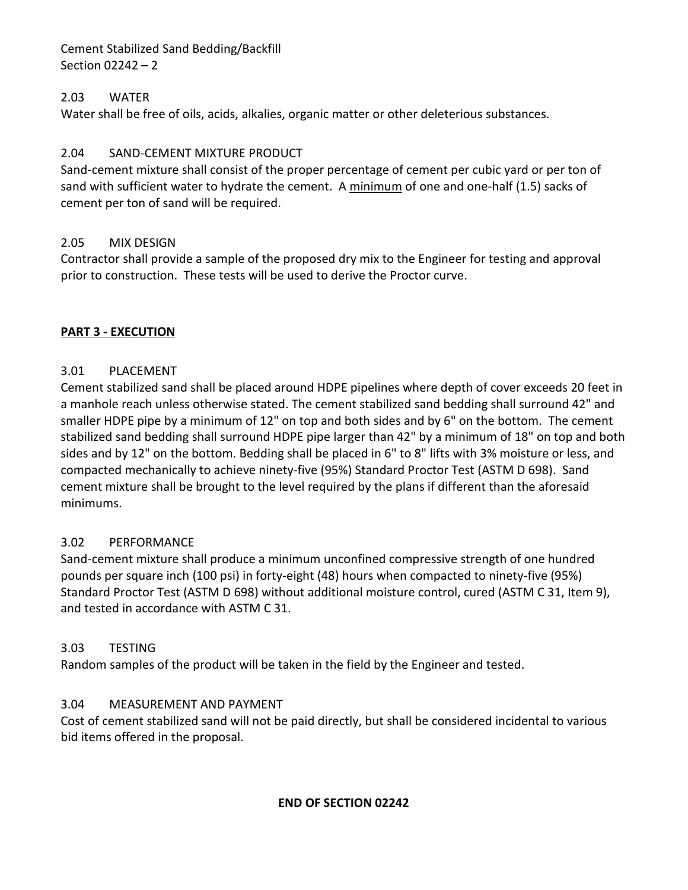2.03 WATER

Water shall be free of oils, acids, alkalies, organic matter or other deleterious substances.

2.04 SAND-CEMENT MIXTURE PRODUCT

Sand-cement mixture shall consist of the proper percentage of cement per cubic yard or per ton of sand with sufficient water to hydrate the cement. A minimum of one and one-half (1.5) sacks of cement per ton of sand will be required.

2.05 MIX DESIGN

Contractor shall provide a sample of the proposed dry mix to the Engineer for testing and approval prior to construction. These tests will be used to derive the Proctor curve.

## PART 3 - EXECUTION

3.01 PLACEMENT

Cement stabilized sand shall be placed around HDPE pipelines where depth of cover exceeds 20 feet in a manhole reach unless otherwise stated. The cement stabilized sand bedding shall surround 42" and smaller HDPE pipe by a minimum of 12" on top and both sides and by 6" on the bottom. The cement stabilized sand bedding shall surround HDPE pipe larger than 42" by a minimum of 18" on top and both sides and by 12" on the bottom. Bedding shall be placed in 6" to 8" lifts with 3% moisture or less, and compacted mechanically to achieve ninety-five (95%) Standard Proctor Test (ASTM D 698). Sand cement mixture shall be brought to the level required by the plans if different than the aforesaid minimums.

3.02 PERFORMANCE

Sand-cement mixture shall produce a minimum unconfined compressive strength of one hundred pounds per square inch (100 psi) in forty-eight (48) hours when compacted to ninety-five (95%) Standard Proctor Test (ASTM D 698) without additional moisture control, cured (ASTM C 31, Item 9), and tested in accordance with ASTM C 31.

3.03 TESTING

Random samples of the product will be taken in the field by the Engineer and tested.

3.04 MEASUREMENT AND PAYMENT

Cost of cement stabilized sand will not be paid directly, but shall be considered incidental to various bid items offered in the proposal.

**END OF SECTION 02242**